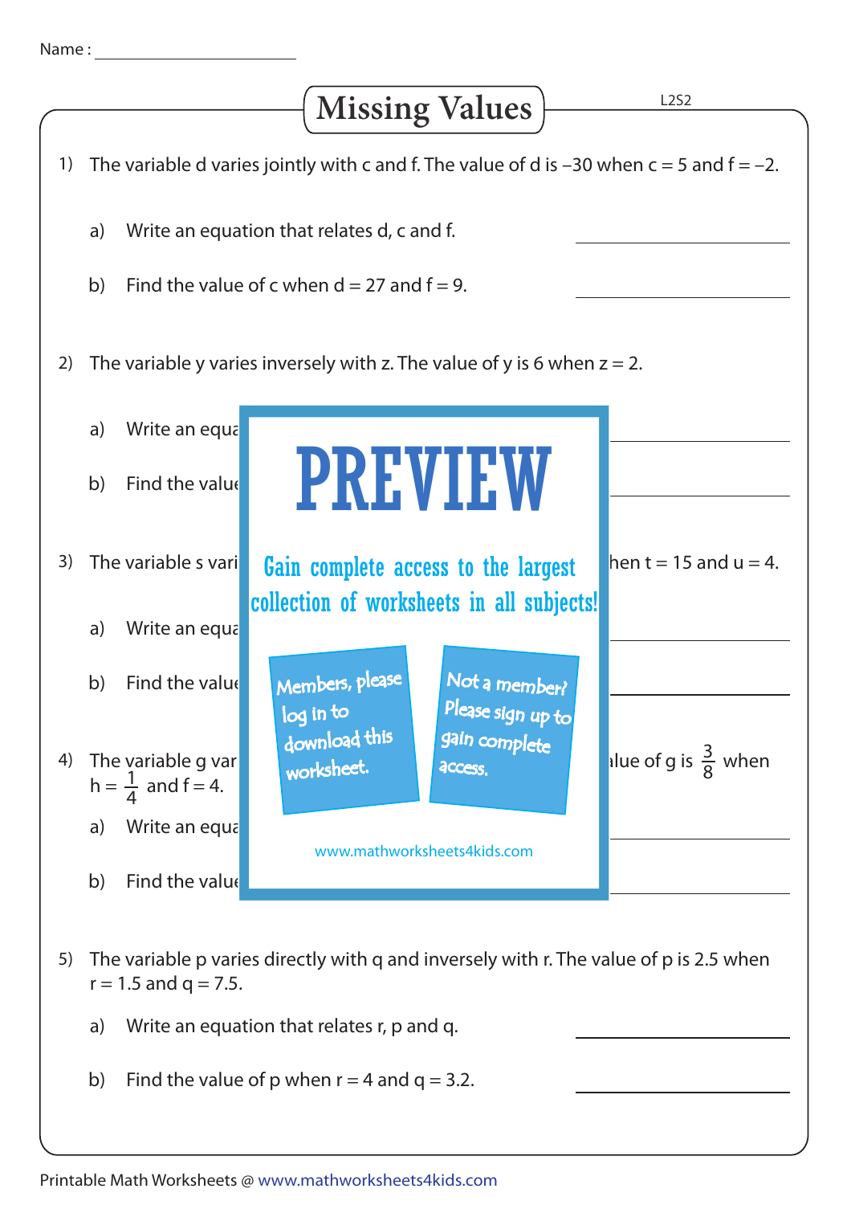Name : ____________________

# Missing Values

L2S2

1) The variable d varies jointly with c and f. The value of d is –30 when c = 5 and f = –2.

   a) Write an equation that relates d, c and f. ____________________

   b) Find the value of c when d = 27 and f = 9. ____________________

2) The variable y varies inversely with z. The value of y is 6 when z = 2.

   a) Write an equa ____________________

   b) Find the value ____________________

3) The variable s vari hen t = 15 and u = 4.

   a) Write an equa ____________________

   b) Find the value ____________________

4) The variable g var lue of g is $\frac{3}{8}$ when $h = \frac{1}{4}$ and f = 4.

   a) Write an equa ____________________

   b) Find the value ____________________

PREVIEW

Gain complete access to the largest collection of worksheets in all subjects!

Members, please log in to download this worksheet.

Not a member? Please sign up to gain complete access.

www.mathworksheets4kids.com

5) The variable p varies directly with q and inversely with r. The value of p is 2.5 when r = 1.5 and q = 7.5.

   a) Write an equation that relates r, p and q. ____________________

   b) Find the value of p when r = 4 and q = 3.2. ____________________

Printable Math Worksheets @ www.mathworksheets4kids.com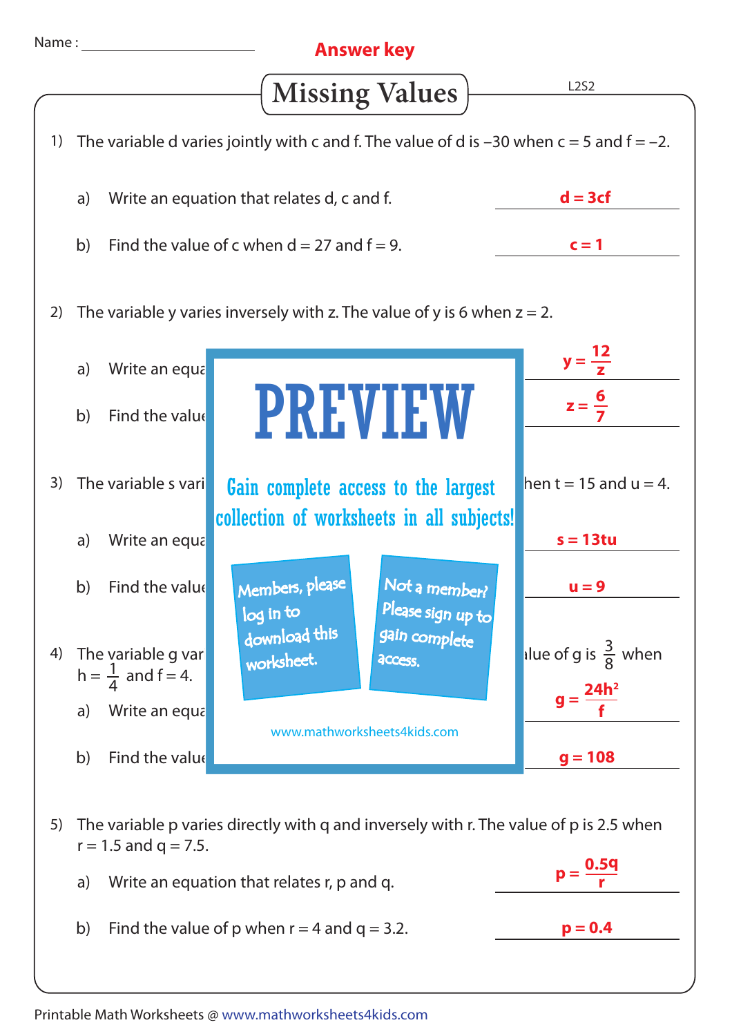Name :

**Answer key**

# Missing Values

L2S2

1) The variable d varies jointly with c and f. The value of d is –30 when c = 5 and f = –2.

a) Write an equation that relates d, c and f. **$d = 3cf$**

b) Find the value of c when d = 27 and f = 9. **$c = 1$**

2) The variable y varies inversely with z. The value of y is 6 when z = 2.

a) Write an equa **$y = \frac{12}{z}$**

b) Find the value **$z = \frac{6}{7}$**

PREVIEW

Gain complete access to the largest collection of worksheets in all subjects!

Members, please log in to download this worksheet.

Not a member? Please sign up to gain complete access.

www.mathworksheets4kids.com

3) The variable s vari hen t = 15 and u = 4.

a) Write an equa **$s = 13tu$**

b) Find the value **$u = 9$**

4) The variable g var lue of g is $\frac{3}{8}$ when $h = \frac{1}{4}$ and f = 4.

a) Write an equa **$g = \frac{24h^2}{f}$**

b) Find the value **$g = 108$**

5) The variable p varies directly with q and inversely with r. The value of p is 2.5 when r = 1.5 and q = 7.5.

a) Write an equation that relates r, p and q. **$p = \frac{0.5q}{r}$**

b) Find the value of p when r = 4 and q = 3.2. **$p = 0.4$**

Printable Math Worksheets @ www.mathworksheets4kids.com